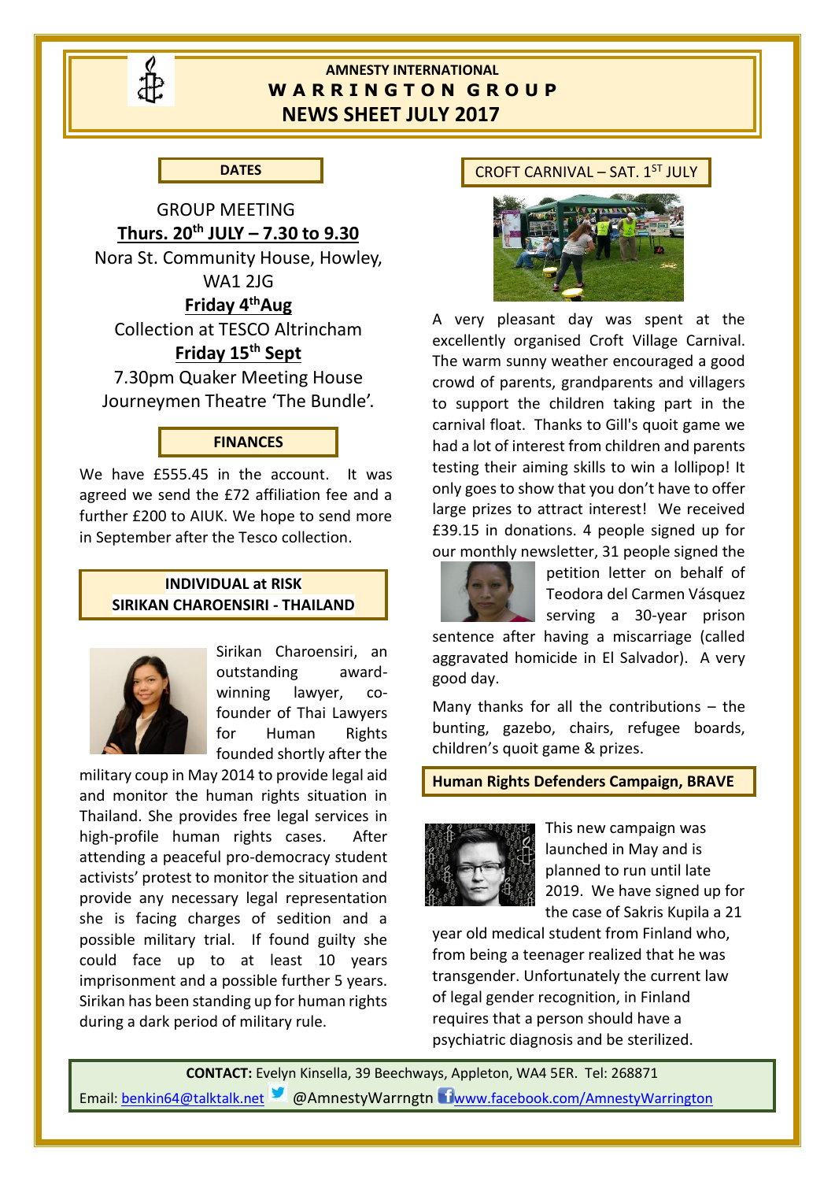# AMNESTY INTERNATIONAL
## WARRINGTON GROUP
## NEWS SHEET JULY 2017

### DATES

GROUP MEETING
**Thurs. 20th JULY – 7.30 to 9.30**
Nora St. Community House, Howley, WA1 2JG

**Friday 4th Aug**
Collection at TESCO Altrincham

**Friday 15th Sept**
7.30pm Quaker Meeting House
Journeymen Theatre 'The Bundle'.

### FINANCES

We have £555.45 in the account. It was agreed we send the £72 affiliation fee and a further £200 to AIUK. We hope to send more in September after the Tesco collection.

### INDIVIDUAL at RISK
### SIRIKAN CHAROENSIRI - THAILAND

Sirikan Charoensiri, an outstanding award-winning lawyer, co-founder of Thai Lawyers for Human Rights founded shortly after the military coup in May 2014 to provide legal aid and monitor the human rights situation in Thailand. She provides free legal services in high-profile human rights cases. After attending a peaceful pro-democracy student activists' protest to monitor the situation and provide any necessary legal representation she is facing charges of sedition and a possible military trial. If found guilty she could face up to at least 10 years imprisonment and a possible further 5 years. Sirikan has been standing up for human rights during a dark period of military rule.

### CROFT CARNIVAL – SAT. 1ST JULY

A very pleasant day was spent at the excellently organised Croft Village Carnival. The warm sunny weather encouraged a good crowd of parents, grandparents and villagers to support the children taking part in the carnival float. Thanks to Gill's quoit game we had a lot of interest from children and parents testing their aiming skills to win a lollipop! It only goes to show that you don't have to offer large prizes to attract interest! We received £39.15 in donations. 4 people signed up for our monthly newsletter, 31 people signed the petition letter on behalf of Teodora del Carmen Vásquez serving a 30-year prison sentence after having a miscarriage (called aggravated homicide in El Salvador). A very good day.

Many thanks for all the contributions – the bunting, gazebo, chairs, refugee boards, children's quoit game & prizes.

### Human Rights Defenders Campaign, BRAVE

This new campaign was launched in May and is planned to run until late 2019. We have signed up for the case of Sakris Kupila a 21 year old medical student from Finland who, from being a teenager realized that he was transgender. Unfortunately the current law of legal gender recognition, in Finland requires that a person should have a psychiatric diagnosis and be sterilized.

**CONTACT:** Evelyn Kinsella, 39 Beechways, Appleton, WA4 5ER. Tel: 268871
Email: benkin64@talktalk.net @AmnestyWarrngtn www.facebook.com/AmnestyWarrington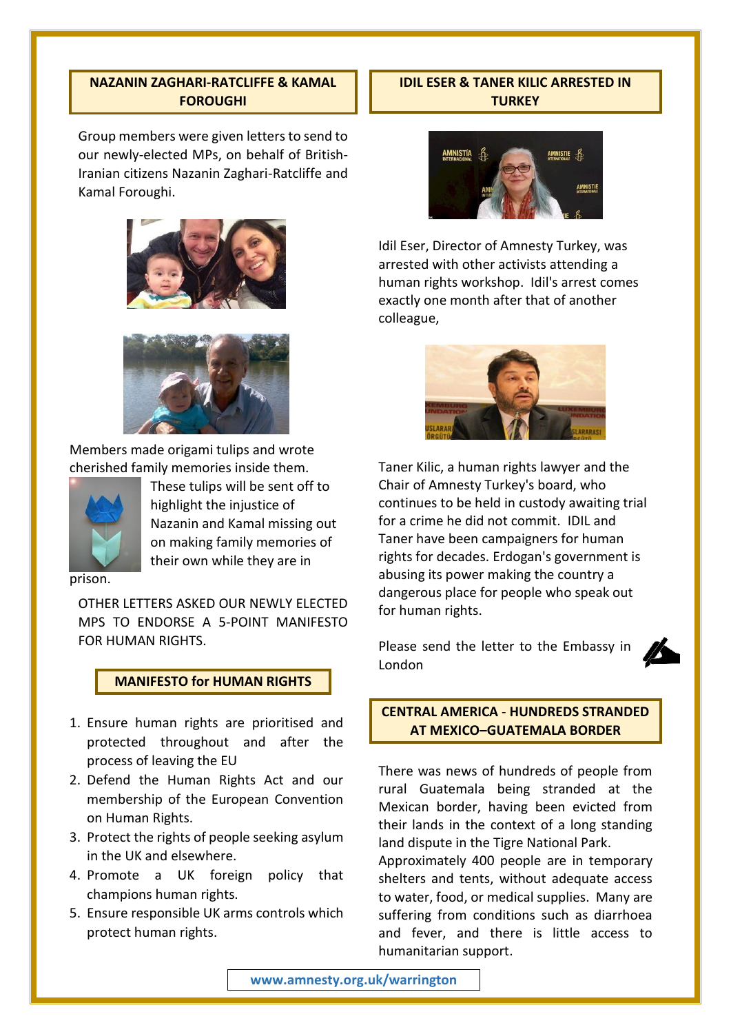## NAZANIN ZAGHARI-RATCLIFFE & KAMAL FOROUGHI

Group members were given letters to send to our newly-elected MPs, on behalf of British-Iranian citizens Nazanin Zaghari-Ratcliffe and Kamal Foroughi.

Members made origami tulips and wrote cherished family memories inside them. These tulips will be sent off to highlight the injustice of Nazanin and Kamal missing out on making family memories of their own while they are in prison.

OTHER LETTERS ASKED OUR NEWLY ELECTED MPS TO ENDORSE A 5-POINT MANIFESTO FOR HUMAN RIGHTS.

## MANIFESTO for HUMAN RIGHTS

1. Ensure human rights are prioritised and protected throughout and after the process of leaving the EU
2. Defend the Human Rights Act and our membership of the European Convention on Human Rights.
3. Protect the rights of people seeking asylum in the UK and elsewhere.
4. Promote a UK foreign policy that champions human rights.
5. Ensure responsible UK arms controls which protect human rights.

## IDIL ESER & TANER KILIC ARRESTED IN TURKEY

Idil Eser, Director of Amnesty Turkey, was arrested with other activists attending a human rights workshop. Idil's arrest comes exactly one month after that of another colleague,

Taner Kilic, a human rights lawyer and the Chair of Amnesty Turkey's board, who continues to be held in custody awaiting trial for a crime he did not commit. IDIL and Taner have been campaigners for human rights for decades. Erdogan's government is abusing its power making the country a dangerous place for people who speak out for human rights.

Please send the letter to the Embassy in London

## CENTRAL AMERICA - HUNDREDS STRANDED AT MEXICO–GUATEMALA BORDER

There was news of hundreds of people from rural Guatemala being stranded at the Mexican border, having been evicted from their lands in the context of a long standing land dispute in the Tigre National Park.
Approximately 400 people are in temporary shelters and tents, without adequate access to water, food, or medical supplies. Many are suffering from conditions such as diarrhoea and fever, and there is little access to humanitarian support.

www.amnesty.org.uk/warrington